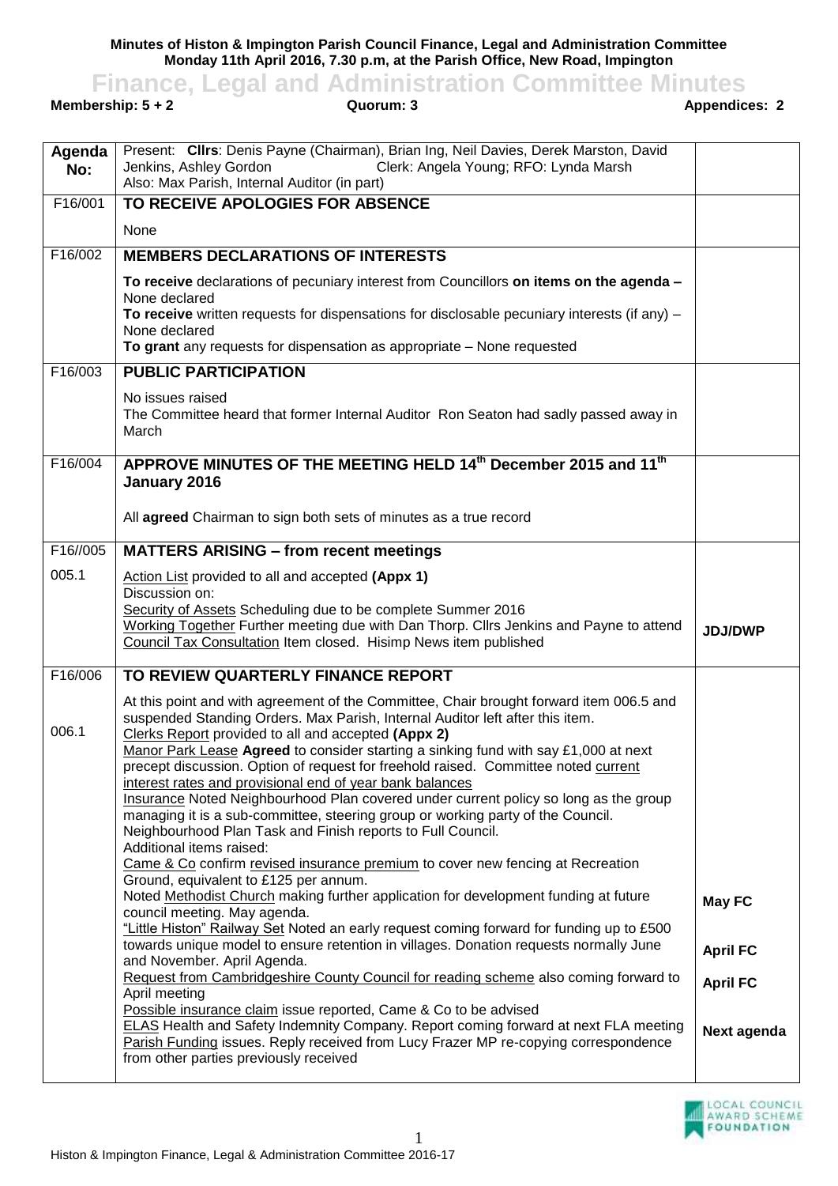**Minutes of Histon & Impington Parish Council Finance, Legal and Administration Committee Monday 11th April 2016, 7.30 p.m, at the Parish Office, New Road, Impington**

# Finance, Legal and Administration Committee Minutes

**Membership: 5 + 2** **Quorum: 3** **Appendices: 2**

| Agenda No: | Present: **Cllrs**: Denis Payne (Chairman), Brian Ing, Neil Davies, Derek Marston, David Jenkins, Ashley Gordon Clerk: Angela Young; RFO: Lynda Marsh<br>Also: Max Parish, Internal Auditor (in part) | |
|---|---|---|
| F16/001 | **TO RECEIVE APOLOGIES FOR ABSENCE**<br><br>None | |
| F16/002 | **MEMBERS DECLARATIONS OF INTERESTS**<br><br>**To receive** declarations of pecuniary interest from Councillors **on items on the agenda** – None declared<br>**To receive** written requests for dispensations for disclosable pecuniary interests (if any) – None declared<br>**To grant** any requests for dispensation as appropriate – None requested | |
| F16/003 | **PUBLIC PARTICIPATION**<br><br>No issues raised<br>The Committee heard that former Internal Auditor Ron Seaton had sadly passed away in March | |
| F16/004 | **APPROVE MINUTES OF THE MEETING HELD 14th December 2015 and 11th January 2016**<br><br>All **agreed** Chairman to sign both sets of minutes as a true record | |
| F16//005 | **MATTERS ARISING – from recent meetings** | |
| 005.1 | Action List provided to all and accepted **(Appx 1)**<br>Discussion on:<br>Security of Assets Scheduling due to be complete Summer 2016<br>Working Together Further meeting due with Dan Thorp. Cllrs Jenkins and Payne to attend<br>Council Tax Consultation Item closed. Hisimp News item published | **JDJ/DWP** |
| F16/006 | **TO REVIEW QUARTERLY FINANCE REPORT**<br><br>At this point and with agreement of the Committee, Chair brought forward item 006.5 and suspended Standing Orders. Max Parish, Internal Auditor left after this item. | |
| 006.1 | Clerks Report provided to all and accepted **(Appx 2)**<br>Manor Park Lease **Agreed** to consider starting a sinking fund with say £1,000 at next precept discussion. Option of request for freehold raised. Committee noted current interest rates and provisional end of year bank balances<br>Insurance Noted Neighbourhood Plan covered under current policy so long as the group managing it is a sub-committee, steering group or working party of the Council. Neighbourhood Plan Task and Finish reports to Full Council.<br>Additional items raised:<br>Came & Co confirm revised insurance premium to cover new fencing at Recreation Ground, equivalent to £125 per annum.<br>Noted Methodist Church making further application for development funding at future council meeting. May agenda.<br>"Little Histon" Railway Set Noted an early request coming forward for funding up to £500 towards unique model to ensure retention in villages. Donation requests normally June and November. April Agenda.<br>Request from Cambridgeshire County Council for reading scheme also coming forward to April meeting<br>Possible insurance claim issue reported, Came & Co to be advised<br>ELAS Health and Safety Indemnity Company. Report coming forward at next FLA meeting<br>Parish Funding issues. Reply received from Lucy Frazer MP re-copying correspondence from other parties previously received | **May FC**<br><br>**April FC**<br><br>**April FC**<br><br>**Next agenda** |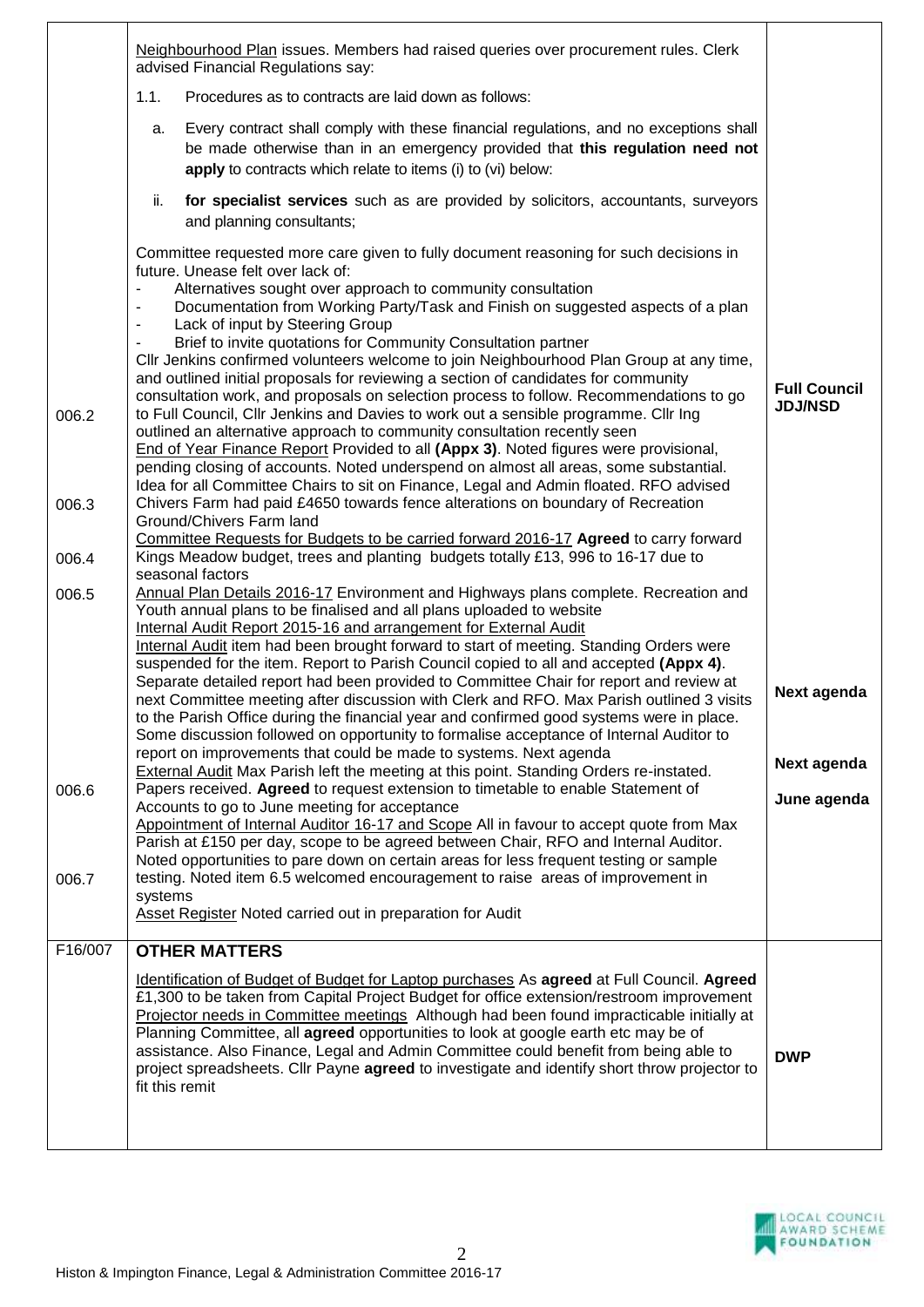| | | |
|---|---|---|
| 006.2<br><br>006.3<br><br>006.4<br><br>006.5<br><br>006.6<br><br>006.7 | <u>Neighbourhood Plan</u> issues. Members had raised queries over procurement rules. Clerk advised Financial Regulations say:<br>1.1. Procedures as to contracts are laid down as follows:<br>a. Every contract shall comply with these financial regulations, and no exceptions shall be made otherwise than in an emergency provided that **this regulation need not apply** to contracts which relate to items (i) to (vi) below:<br>ii. **for specialist services** such as are provided by solicitors, accountants, surveyors and planning consultants;<br>Committee requested more care given to fully document reasoning for such decisions in future. Unease felt over lack of:<br>- Alternatives sought over approach to community consultation<br>- Documentation from Working Party/Task and Finish on suggested aspects of a plan<br>- Lack of input by Steering Group<br>- Brief to invite quotations for Community Consultation partner<br>Cllr Jenkins confirmed volunteers welcome to join Neighbourhood Plan Group at any time, and outlined initial proposals for reviewing a section of candidates for community consultation work, and proposals on selection process to follow. Recommendations to go to Full Council, Cllr Jenkins and Davies to work out a sensible programme. Cllr Ing outlined an alternative approach to community consultation recently seen<br><u>End of Year Finance Report</u> Provided to all **(Appx 3)**. Noted figures were provisional, pending closing of accounts. Noted underspend on almost all areas, some substantial. Idea for all Committee Chairs to sit on Finance, Legal and Admin floated. RFO advised Chivers Farm had paid £4650 towards fence alterations on boundary of Recreation Ground/Chivers Farm land<br><u>Committee Requests for Budgets to be carried forward 2016-17</u> **Agreed** to carry forward Kings Meadow budget, trees and planting budgets totally £13, 996 to 16-17 due to seasonal factors<br><u>Annual Plan Details 2016-17</u> Environment and Highways plans complete. Recreation and Youth annual plans to be finalised and all plans uploaded to website<br><u>Internal Audit Report 2015-16 and arrangement for External Audit</u><br><u>Internal Audit</u> item had been brought forward to start of meeting. Standing Orders were suspended for the item. Report to Parish Council copied to all and accepted **(Appx 4)**. Separate detailed report had been provided to Committee Chair for report and review at next Committee meeting after discussion with Clerk and RFO. Max Parish outlined 3 visits to the Parish Office during the financial year and confirmed good systems were in place. Some discussion followed on opportunity to formalise acceptance of Internal Auditor to report on improvements that could be made to systems. Next agenda<br><u>External Audit</u> Max Parish left the meeting at this point. Standing Orders re-instated. Papers received. **Agreed** to request extension to timetable to enable Statement of Accounts to go to June meeting for acceptance<br><u>Appointment of Internal Auditor 16-17 and Scope</u> All in favour to accept quote from Max Parish at £150 per day, scope to be agreed between Chair, RFO and Internal Auditor. Noted opportunities to pare down on certain areas for less frequent testing or sample testing. Noted item 6.5 welcomed encouragement to raise areas of improvement in systems<br><u>Asset Register</u> Noted carried out in preparation for Audit | **Full Council JDJ/NSD**<br><br>**Next agenda**<br><br>**Next agenda**<br><br>**June agenda** |
| F16/007 | **OTHER MATTERS**<br><u>Identification of Budget of Budget for Laptop purchases</u> As **agreed** at Full Council. **Agreed** £1,300 to be taken from Capital Project Budget for office extension/restroom improvement<br><u>Projector needs in Committee meetings</u> Although had been found impracticable initially at Planning Committee, all **agreed** opportunities to look at google earth etc may be of assistance. Also Finance, Legal and Admin Committee could benefit from being able to project spreadsheets. Cllr Payne **agreed** to investigate and identify short throw projector to fit this remit | **DWP** |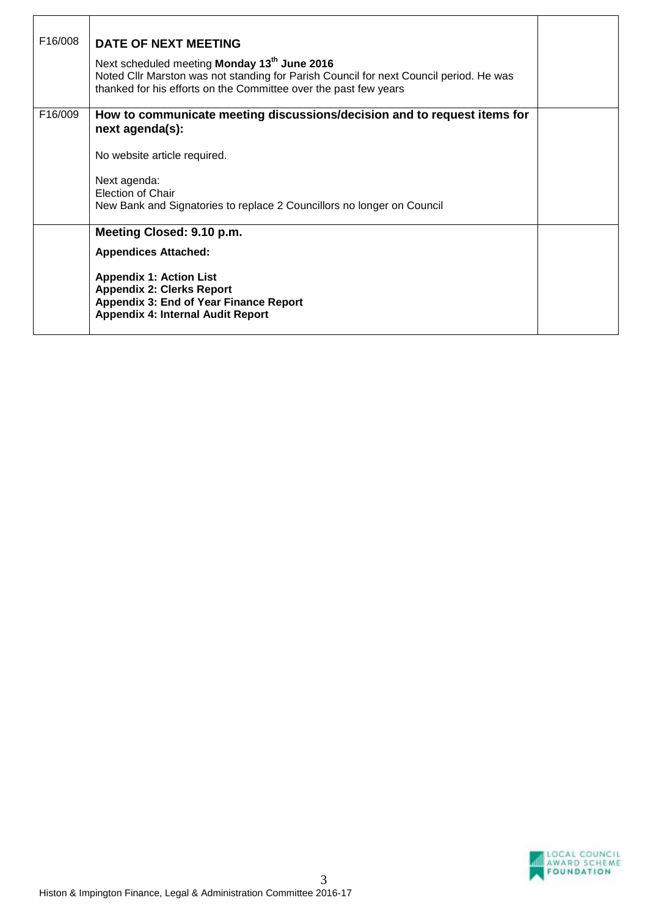| | | |
|---|---|---|
| F16/008 | **DATE OF NEXT MEETING**<br><br>Next scheduled meeting **Monday 13th June 2016**<br>Noted Cllr Marston was not standing for Parish Council for next Council period. He was thanked for his efforts on the Committee over the past few years | |
| F16/009 | **How to communicate meeting discussions/decision and to request items for next agenda(s):**<br><br>No website article required.<br><br>Next agenda:<br>Election of Chair<br>New Bank and Signatories to replace 2 Councillors no longer on Council | |
| | **Meeting Closed: 9.10 p.m.**<br><br>**Appendices Attached:**<br><br>**Appendix 1: Action List**<br>**Appendix 2: Clerks Report**<br>**Appendix 3: End of Year Finance Report**<br>**Appendix 4: Internal Audit Report** | |